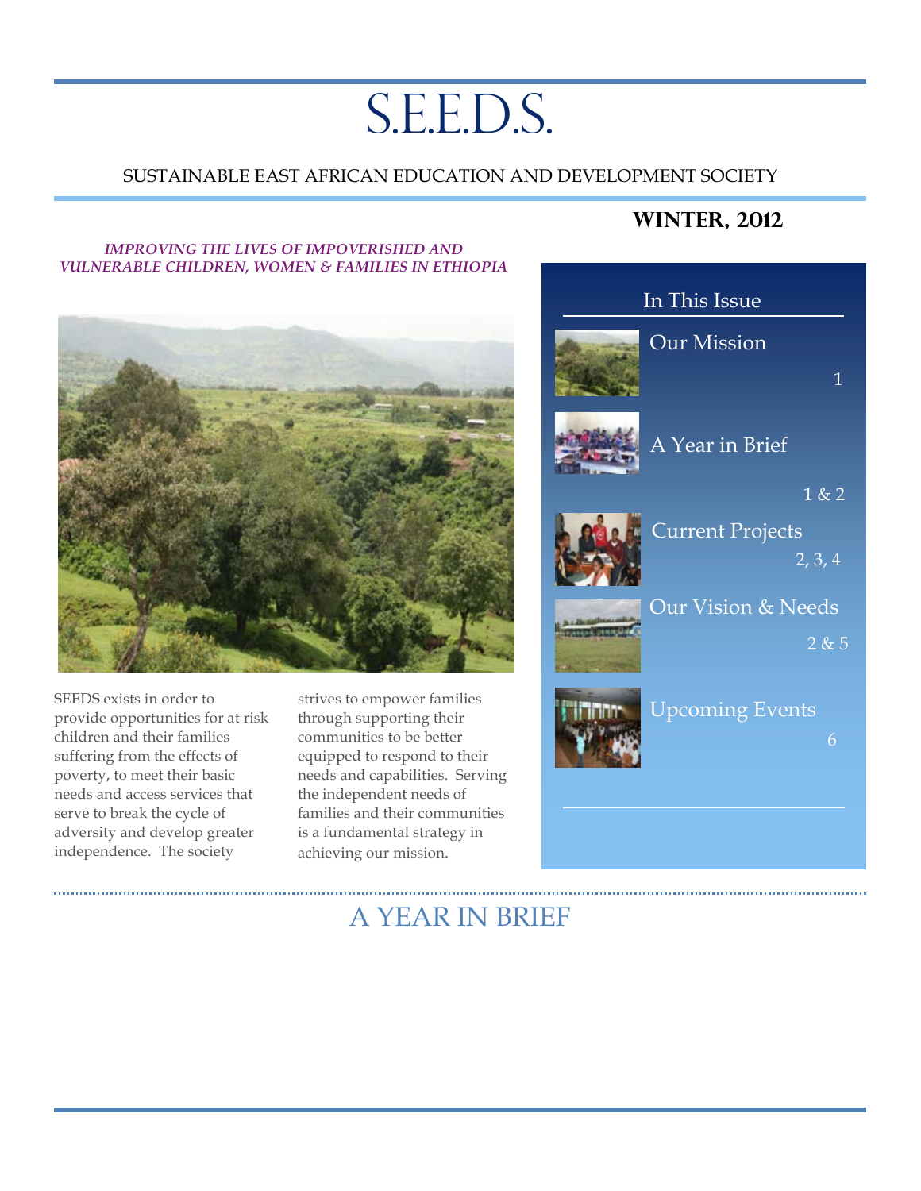# S.E.E.D.S.

SUSTAINABLE EAST AFRICAN EDUCATION AND DEVELOPMENT SOCIETY

**WINTER, 2012**

*IMPROVING THE LIVES OF IMPOVERISHED AND VULNERABLE CHILDREN, WOMEN & FAMILIES IN ETHIOPIA*

SEEDS exists in order to provide opportunities for at risk children and their families suffering from the effects of poverty, to meet their basic needs and access services that serve to break the cycle of adversity and develop greater independence. The society strives to empower families through supporting their communities to be better equipped to respond to their needs and capabilities. Serving the independent needs of families and their communities is a fundamental strategy in achieving our mission.

## In This Issue

- Our Mission — 1
- A Year in Brief — 1 & 2
- Current Projects — 2, 3, 4
- Our Vision & Needs — 2 & 5
- Upcoming Events — 6

## A YEAR IN BRIEF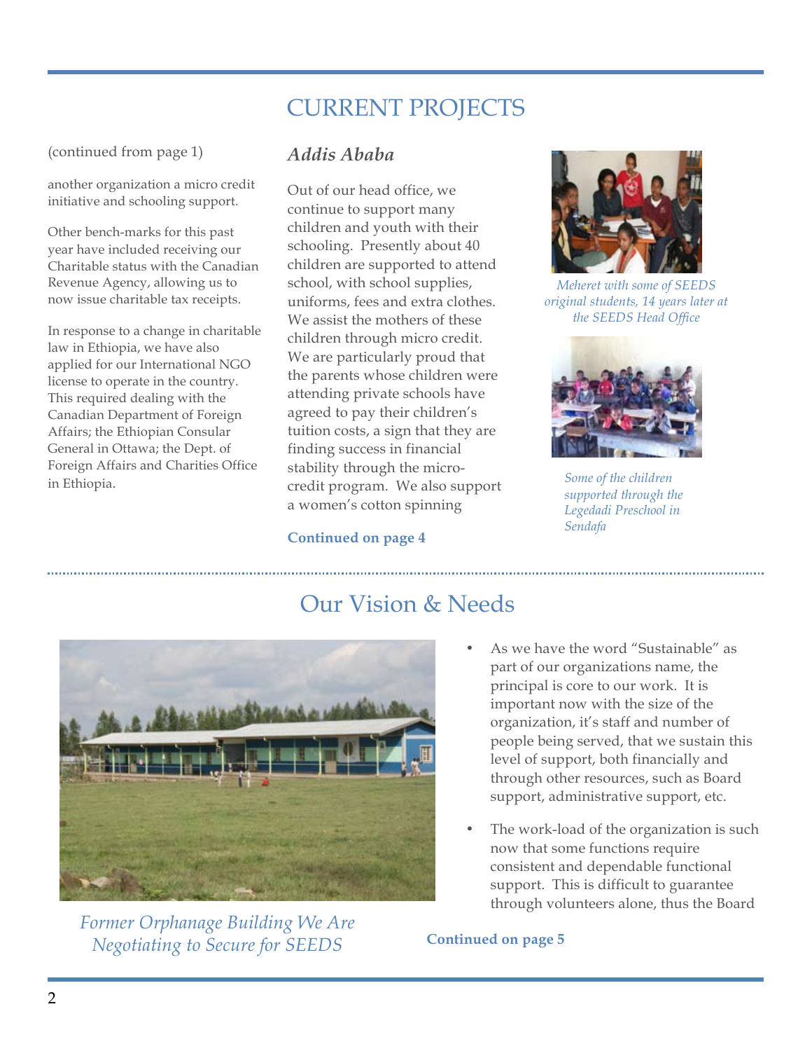# CURRENT PROJECTS

(continued from page 1)

another organization a micro credit initiative and schooling support.

Other bench-marks for this past year have included receiving our Charitable status with the Canadian Revenue Agency, allowing us to now issue charitable tax receipts.

In response to a change in charitable law in Ethiopia, we have also applied for our International NGO license to operate in the country. This required dealing with the Canadian Department of Foreign Affairs; the Ethiopian Consular General in Ottawa; the Dept. of Foreign Affairs and Charities Office in Ethiopia.

### *Addis Ababa*

Out of our head office, we continue to support many children and youth with their schooling. Presently about 40 children are supported to attend school, with school supplies, uniforms, fees and extra clothes. We assist the mothers of these children through micro credit. We are particularly proud that the parents whose children were attending private schools have agreed to pay their children's tuition costs, a sign that they are finding success in financial stability through the micro-credit program. We also support a women's cotton spinning

**Continued on page 4**

*Meheret with some of SEEDS original students, 14 years later at the SEEDS Head Office*

*Some of the children supported through the Legedadi Preschool in Sendafa*

# Our Vision & Needs

*Former Orphanage Building We Are Negotiating to Secure for SEEDS*

- As we have the word "Sustainable" as part of our organizations name, the principal is core to our work. It is important now with the size of the organization, it's staff and number of people being served, that we sustain this level of support, both financially and through other resources, such as Board support, administrative support, etc.
- The work-load of the organization is such now that some functions require consistent and dependable functional support. This is difficult to guarantee through volunteers alone, thus the Board

**Continued on page 5**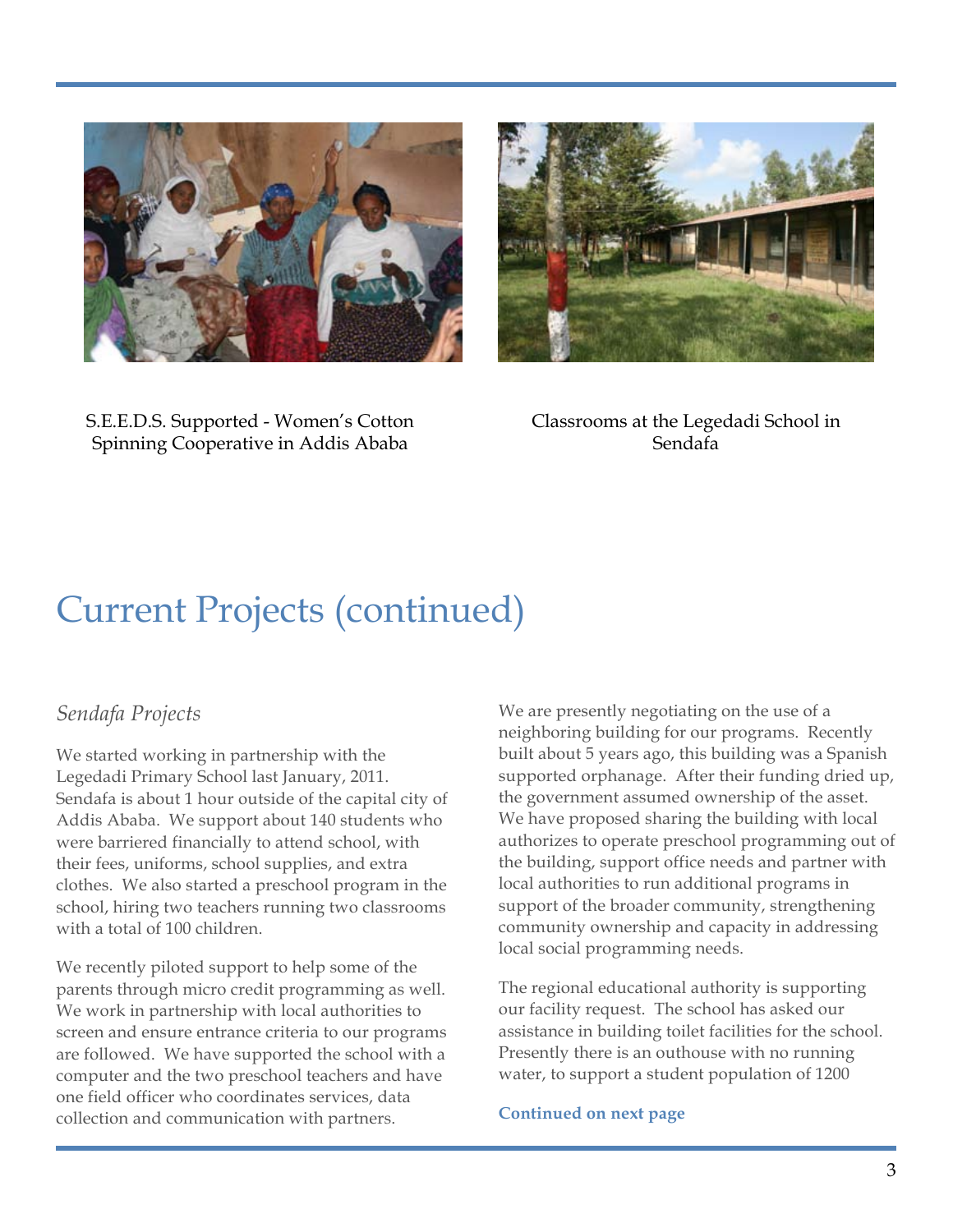S.E.E.D.S. Supported - Women's Cotton Spinning Cooperative in Addis Ababa

Classrooms at the Legedadi School in Sendafa

# Current Projects (continued)

### *Sendafa Projects*

We started working in partnership with the Legedadi Primary School last January, 2011. Sendafa is about 1 hour outside of the capital city of Addis Ababa. We support about 140 students who were barriered financially to attend school, with their fees, uniforms, school supplies, and extra clothes. We also started a preschool program in the school, hiring two teachers running two classrooms with a total of 100 children.

We recently piloted support to help some of the parents through micro credit programming as well. We work in partnership with local authorities to screen and ensure entrance criteria to our programs are followed. We have supported the school with a computer and the two preschool teachers and have one field officer who coordinates services, data collection and communication with partners.

We are presently negotiating on the use of a neighboring building for our programs. Recently built about 5 years ago, this building was a Spanish supported orphanage. After their funding dried up, the government assumed ownership of the asset. We have proposed sharing the building with local authorizes to operate preschool programming out of the building, support office needs and partner with local authorities to run additional programs in support of the broader community, strengthening community ownership and capacity in addressing local social programming needs.

The regional educational authority is supporting our facility request. The school has asked our assistance in building toilet facilities for the school. Presently there is an outhouse with no running water, to support a student population of 1200

**Continued on next page**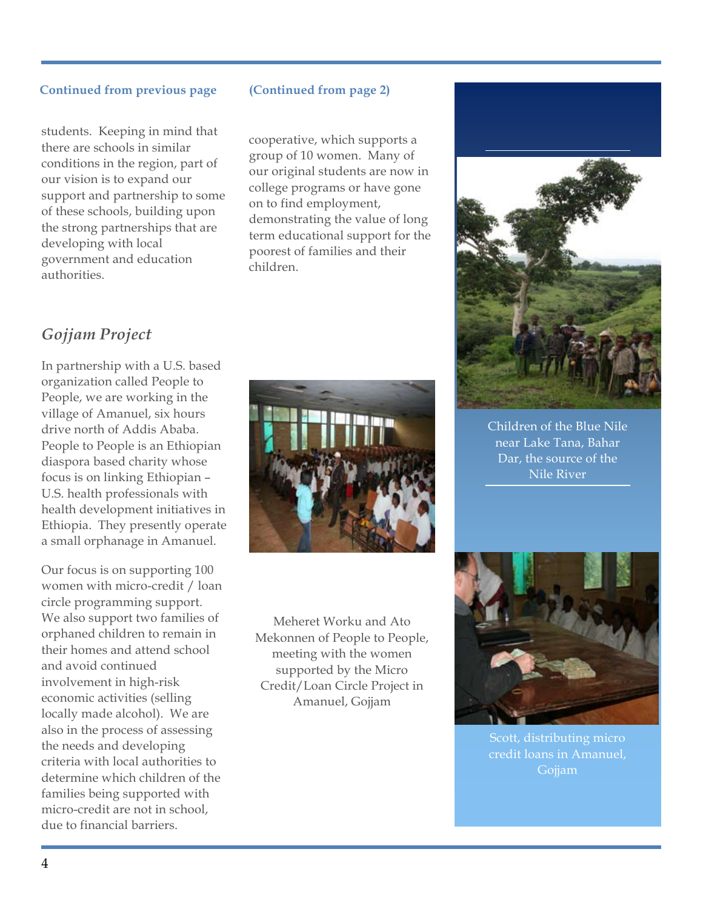**Continued from previous page**

students. Keeping in mind that there are schools in similar conditions in the region, part of our vision is to expand our support and partnership to some of these schools, building upon the strong partnerships that are developing with local government and education authorities.

**(Continued from page 2)**

cooperative, which supports a group of 10 women. Many of our original students are now in college programs or have gone on to find employment, demonstrating the value of long term educational support for the poorest of families and their children.

## *Gojjam Project*

In partnership with a U.S. based organization called People to People, we are working in the village of Amanuel, six hours drive north of Addis Ababa. People to People is an Ethiopian diaspora based charity whose focus is on linking Ethiopian – U.S. health professionals with health development initiatives in Ethiopia. They presently operate a small orphanage in Amanuel.

Our focus is on supporting 100 women with micro-credit / loan circle programming support. We also support two families of orphaned children to remain in their homes and attend school and avoid continued involvement in high-risk economic activities (selling locally made alcohol). We are also in the process of assessing the needs and developing criteria with local authorities to determine which children of the families being supported with micro-credit are not in school, due to financial barriers.

Meheret Worku and Ato Mekonnen of People to People, meeting with the women supported by the Micro Credit/Loan Circle Project in Amanuel, Gojjam

Children of the Blue Nile near Lake Tana, Bahar Dar, the source of the Nile River

Scott, distributing micro credit loans in Amanuel, Gojjam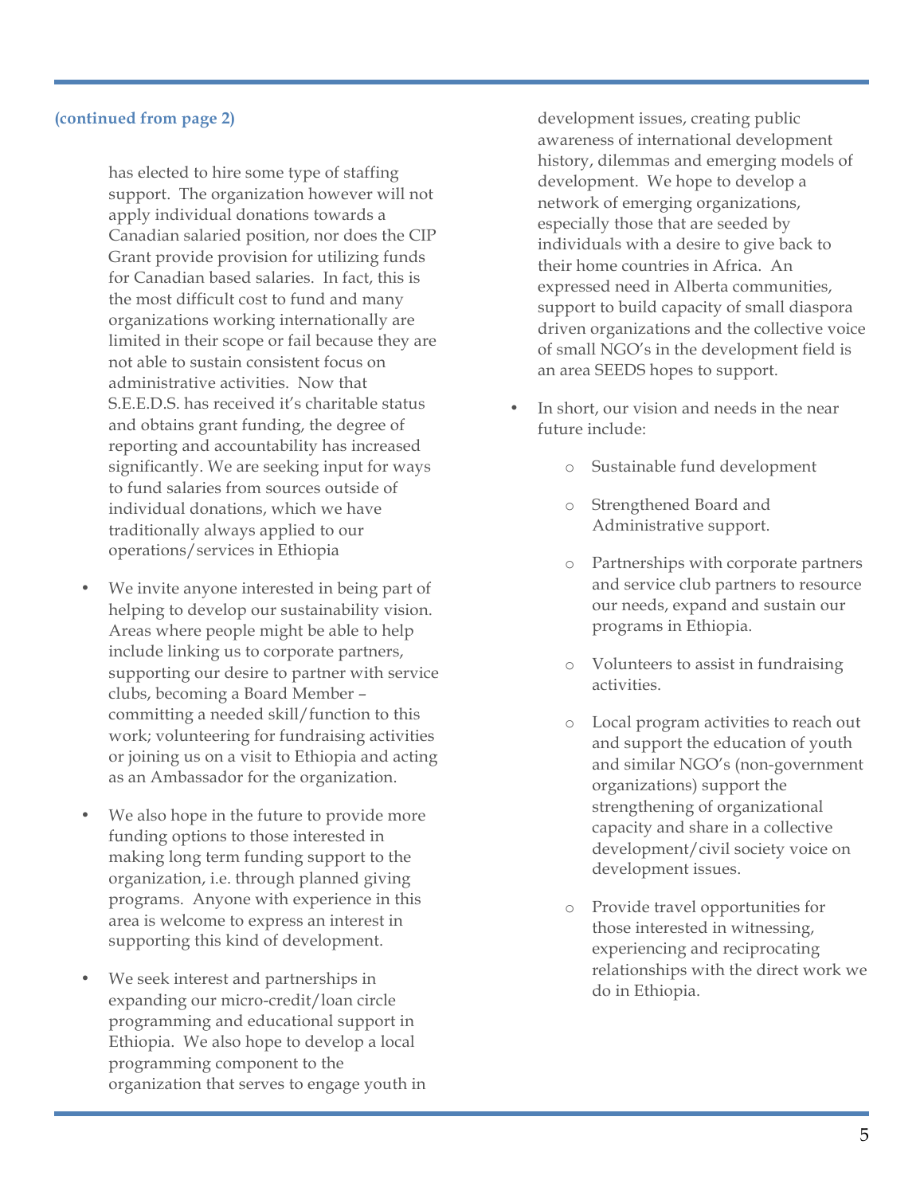**(continued from page 2)**

has elected to hire some type of staffing support. The organization however will not apply individual donations towards a Canadian salaried position, nor does the CIP Grant provide provision for utilizing funds for Canadian based salaries. In fact, this is the most difficult cost to fund and many organizations working internationally are limited in their scope or fail because they are not able to sustain consistent focus on administrative activities. Now that S.E.E.D.S. has received it's charitable status and obtains grant funding, the degree of reporting and accountability has increased significantly. We are seeking input for ways to fund salaries from sources outside of individual donations, which we have traditionally always applied to our operations/services in Ethiopia

- We invite anyone interested in being part of helping to develop our sustainability vision. Areas where people might be able to help include linking us to corporate partners, supporting our desire to partner with service clubs, becoming a Board Member – committing a needed skill/function to this work; volunteering for fundraising activities or joining us on a visit to Ethiopia and acting as an Ambassador for the organization.

- We also hope in the future to provide more funding options to those interested in making long term funding support to the organization, i.e. through planned giving programs. Anyone with experience in this area is welcome to express an interest in supporting this kind of development.

- We seek interest and partnerships in expanding our micro-credit/loan circle programming and educational support in Ethiopia. We also hope to develop a local programming component to the organization that serves to engage youth in development issues, creating public awareness of international development history, dilemmas and emerging models of development. We hope to develop a network of emerging organizations, especially those that are seeded by individuals with a desire to give back to their home countries in Africa. An expressed need in Alberta communities, support to build capacity of small diaspora driven organizations and the collective voice of small NGO's in the development field is an area SEEDS hopes to support.

- In short, our vision and needs in the near future include:

  - Sustainable fund development

  - Strengthened Board and Administrative support.

  - Partnerships with corporate partners and service club partners to resource our needs, expand and sustain our programs in Ethiopia.

  - Volunteers to assist in fundraising activities.

  - Local program activities to reach out and support the education of youth and similar NGO's (non-government organizations) support the strengthening of organizational capacity and share in a collective development/civil society voice on development issues.

  - Provide travel opportunities for those interested in witnessing, experiencing and reciprocating relationships with the direct work we do in Ethiopia.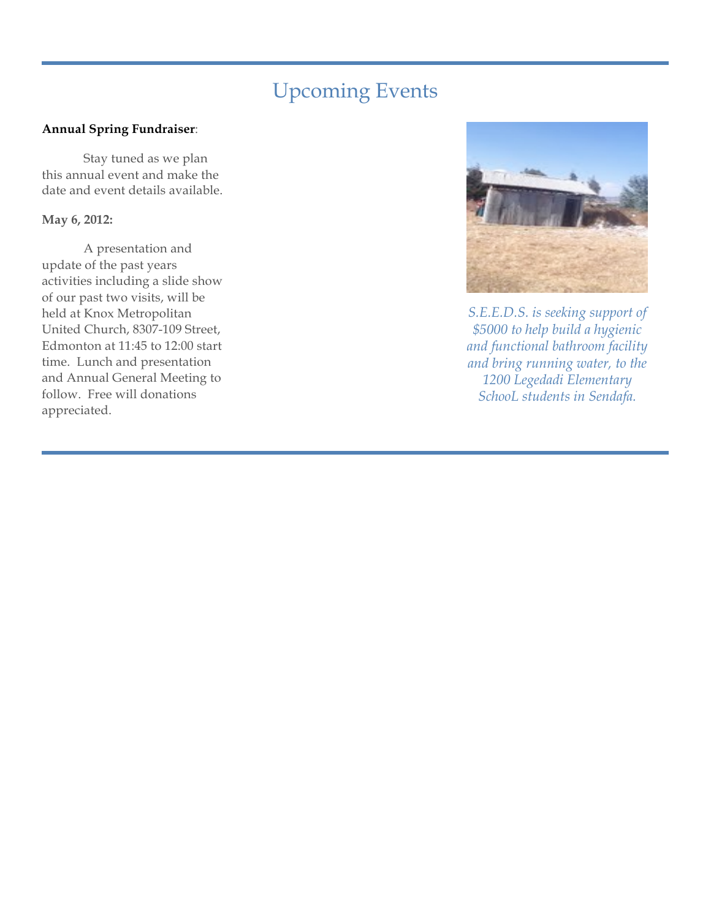# Upcoming Events

**Annual Spring Fundraiser**:

Stay tuned as we plan this annual event and make the date and event details available.

**May 6, 2012:**

A presentation and update of the past years activities including a slide show of our past two visits, will be held at Knox Metropolitan United Church, 8307-109 Street, Edmonton at 11:45 to 12:00 start time. Lunch and presentation and Annual General Meeting to follow. Free will donations appreciated.

*S.E.E.D.S. is seeking support of $5000 to help build a hygienic and functional bathroom facility and bring running water, to the 1200 Legedadi Elementary SchooL students in Sendafa.*